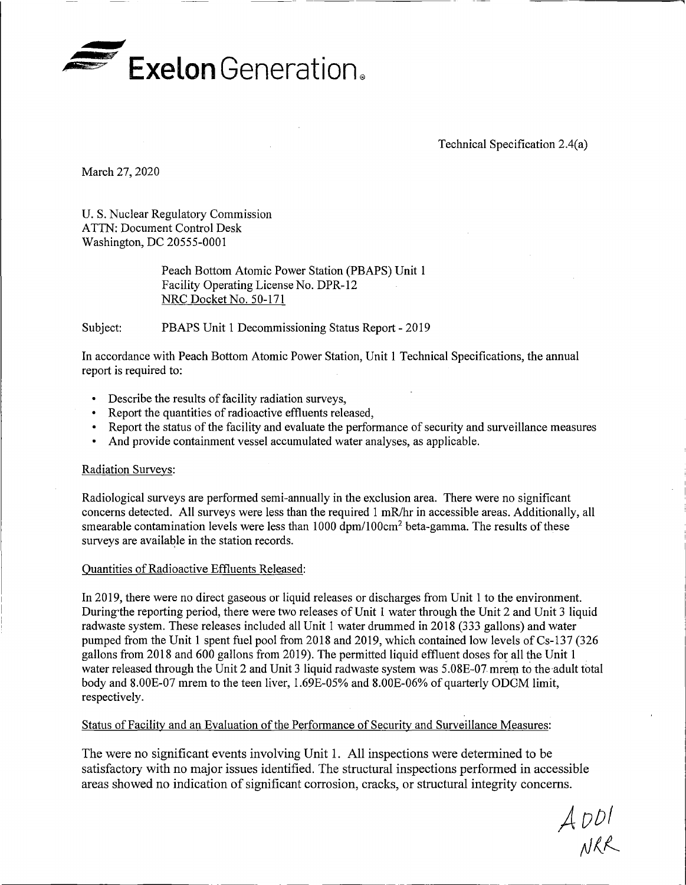**Exelon** Generation.

Technical Specification 2.4(a)

March 27, 2020

U. S. Nuclear Regulatory Commission
ATTN: Document Control Desk
Washington, DC 20555-0001

Peach Bottom Atomic Power Station (PBAPS) Unit 1
Facility Operating License No. DPR-12
NRC Docket No. 50-171

Subject: PBAPS Unit 1 Decommissioning Status Report - 2019

In accordance with Peach Bottom Atomic Power Station, Unit 1 Technical Specifications, the annual report is required to:

- Describe the results of facility radiation surveys,
- Report the quantities of radioactive effluents released,
- Report the status of the facility and evaluate the performance of security and surveillance measures
- And provide containment vessel accumulated water analyses, as applicable.

Radiation Surveys:

Radiological surveys are performed semi-annually in the exclusion area. There were no significant concerns detected. All surveys were less than the required 1 mR/hr in accessible areas. Additionally, all smearable contamination levels were less than 1000 dpm/100cm$^2$ beta-gamma. The results of these surveys are available in the station records.

Quantities of Radioactive Effluents Released:

In 2019, there were no direct gaseous or liquid releases or discharges from Unit 1 to the environment. During the reporting period, there were two releases of Unit 1 water through the Unit 2 and Unit 3 liquid radwaste system. These releases included all Unit 1 water drummed in 2018 (333 gallons) and water pumped from the Unit 1 spent fuel pool from 2018 and 2019, which contained low levels of Cs-137 (326 gallons from 2018 and 600 gallons from 2019). The permitted liquid effluent doses for all the Unit 1 water released through the Unit 2 and Unit 3 liquid radwaste system was 5.08E-07 mrem to the adult total body and 8.00E-07 mrem to the teen liver, 1.69E-05% and 8.00E-06% of quarterly ODCM limit, respectively.

Status of Facility and an Evaluation of the Performance of Security and Surveillance Measures:

The were no significant events involving Unit 1. All inspections were determined to be satisfactory with no major issues identified. The structural inspections performed in accessible areas showed no indication of significant corrosion, cracks, or structural integrity concerns.

A001
NRR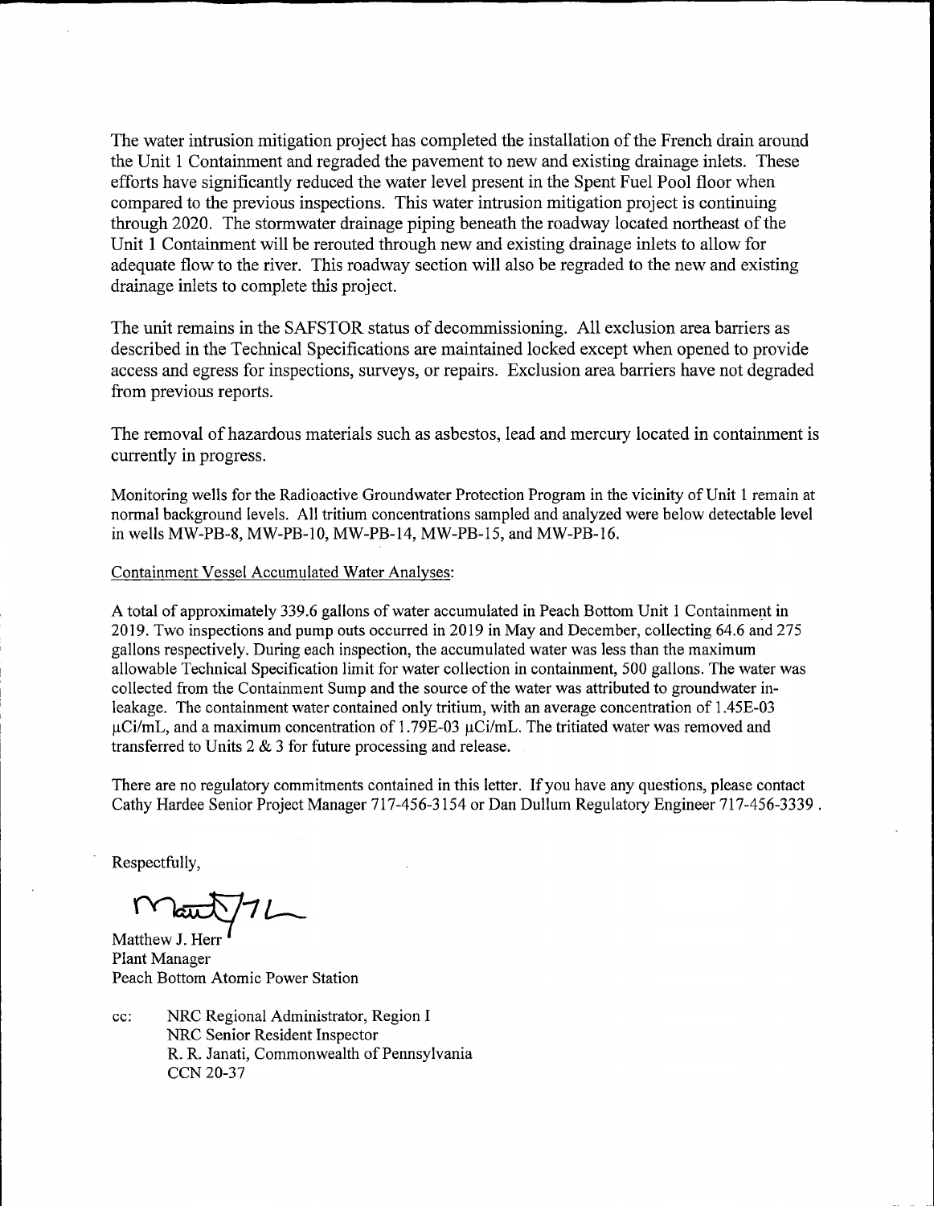The water intrusion mitigation project has completed the installation of the French drain around the Unit 1 Containment and regraded the pavement to new and existing drainage inlets. These efforts have significantly reduced the water level present in the Spent Fuel Pool floor when compared to the previous inspections. This water intrusion mitigation project is continuing through 2020. The stormwater drainage piping beneath the roadway located northeast of the Unit 1 Containment will be rerouted through new and existing drainage inlets to allow for adequate flow to the river. This roadway section will also be regraded to the new and existing drainage inlets to complete this project.

The unit remains in the SAFSTOR status of decommissioning. All exclusion area barriers as described in the Technical Specifications are maintained locked except when opened to provide access and egress for inspections, surveys, or repairs. Exclusion area barriers have not degraded from previous reports.

The removal of hazardous materials such as asbestos, lead and mercury located in containment is currently in progress.

Monitoring wells for the Radioactive Groundwater Protection Program in the vicinity of Unit 1 remain at normal background levels. All tritium concentrations sampled and analyzed were below detectable level in wells MW-PB-8, MW-PB-10, MW-PB-14, MW-PB-15, and MW-PB-16.

Containment Vessel Accumulated Water Analyses:

A total of approximately 339.6 gallons of water accumulated in Peach Bottom Unit 1 Containment in 2019. Two inspections and pump outs occurred in 2019 in May and December, collecting 64.6 and 275 gallons respectively. During each inspection, the accumulated water was less than the maximum allowable Technical Specification limit for water collection in containment, 500 gallons. The water was collected from the Containment Sump and the source of the water was attributed to groundwater in-leakage. The containment water contained only tritium, with an average concentration of 1.45E-03 μCi/mL, and a maximum concentration of 1.79E-03 μCi/mL. The tritiated water was removed and transferred to Units 2 & 3 for future processing and release.

There are no regulatory commitments contained in this letter. If you have any questions, please contact Cathy Hardee Senior Project Manager 717-456-3154 or Dan Dullum Regulatory Engineer 717-456-3339 .

Respectfully,

Matthew J. Herr
Plant Manager
Peach Bottom Atomic Power Station

cc: NRC Regional Administrator, Region I
NRC Senior Resident Inspector
R. R. Janati, Commonwealth of Pennsylvania
CCN 20-37